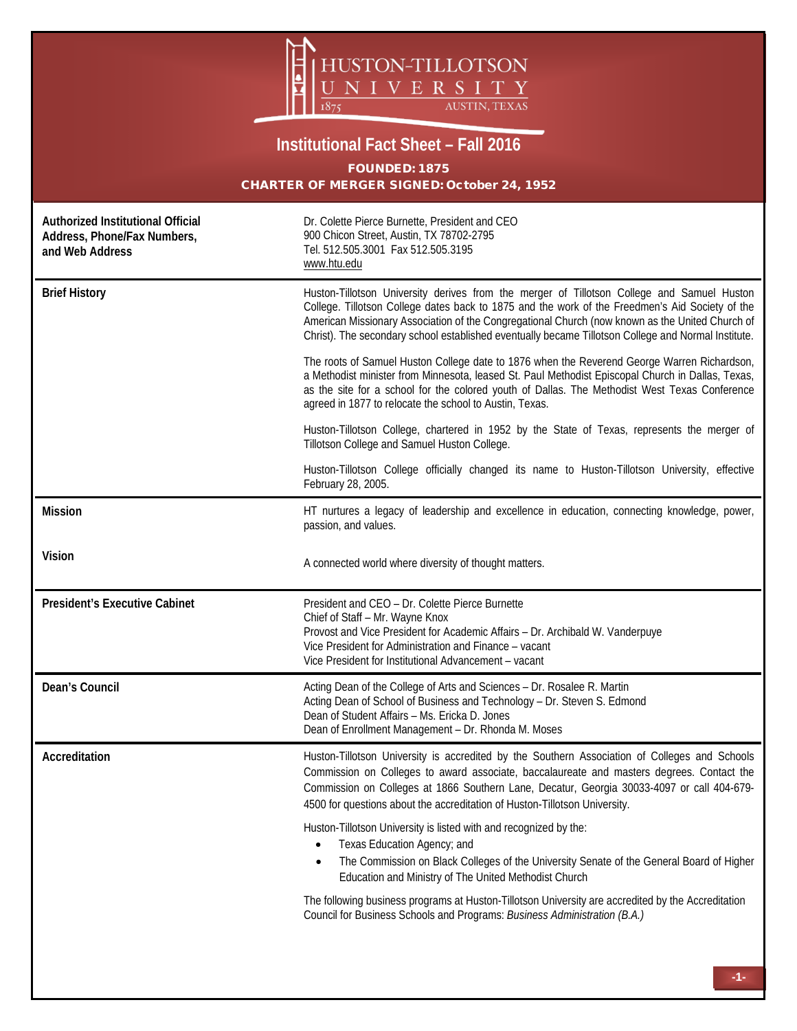# HUSTON-TILLOTSON UNIVERSITY

1875 AUSTIN, TEXAS

## Institutional Fact Sheet – Fall 2016

**FOUNDED: 1875**

**CHARTER OF MERGER SIGNED: October 24, 1952**

| | |
|---|---|
| **Authorized Institutional Official Address, Phone/Fax Numbers, and Web Address** | Dr. Colette Pierce Burnette, President and CEO<br>900 Chicon Street, Austin, TX 78702-2795<br>Tel. 512.505.3001 Fax 512.505.3195<br>www.htu.edu |
| **Brief History** | Huston-Tillotson University derives from the merger of Tillotson College and Samuel Huston College. Tillotson College dates back to 1875 and the work of the Freedmen's Aid Society of the American Missionary Association of the Congregational Church (now known as the United Church of Christ). The secondary school established eventually became Tillotson College and Normal Institute.<br><br>The roots of Samuel Huston College date to 1876 when the Reverend George Warren Richardson, a Methodist minister from Minnesota, leased St. Paul Methodist Episcopal Church in Dallas, Texas, as the site for a school for the colored youth of Dallas. The Methodist West Texas Conference agreed in 1877 to relocate the school to Austin, Texas.<br><br>Huston-Tillotson College, chartered in 1952 by the State of Texas, represents the merger of Tillotson College and Samuel Huston College.<br><br>Huston-Tillotson College officially changed its name to Huston-Tillotson University, effective February 28, 2005. |
| **Mission** | HT nurtures a legacy of leadership and excellence in education, connecting knowledge, power, passion, and values. |
| **Vision** | A connected world where diversity of thought matters. |
| **President's Executive Cabinet** | President and CEO – Dr. Colette Pierce Burnette<br>Chief of Staff – Mr. Wayne Knox<br>Provost and Vice President for Academic Affairs – Dr. Archibald W. Vanderpuye<br>Vice President for Administration and Finance – vacant<br>Vice President for Institutional Advancement – vacant |
| **Dean's Council** | Acting Dean of the College of Arts and Sciences – Dr. Rosalee R. Martin<br>Acting Dean of School of Business and Technology – Dr. Steven S. Edmond<br>Dean of Student Affairs – Ms. Ericka D. Jones<br>Dean of Enrollment Management – Dr. Rhonda M. Moses |
| **Accreditation** | Huston-Tillotson University is accredited by the Southern Association of Colleges and Schools Commission on Colleges to award associate, baccalaureate and masters degrees. Contact the Commission on Colleges at 1866 Southern Lane, Decatur, Georgia 30033-4097 or call 404-679-4500 for questions about the accreditation of Huston-Tillotson University.<br><br>Huston-Tillotson University is listed with and recognized by the:<br>• Texas Education Agency; and<br>• The Commission on Black Colleges of the University Senate of the General Board of Higher Education and Ministry of The United Methodist Church<br><br>The following business programs at Huston-Tillotson University are accredited by the Accreditation Council for Business Schools and Programs: *Business Administration (B.A.)* |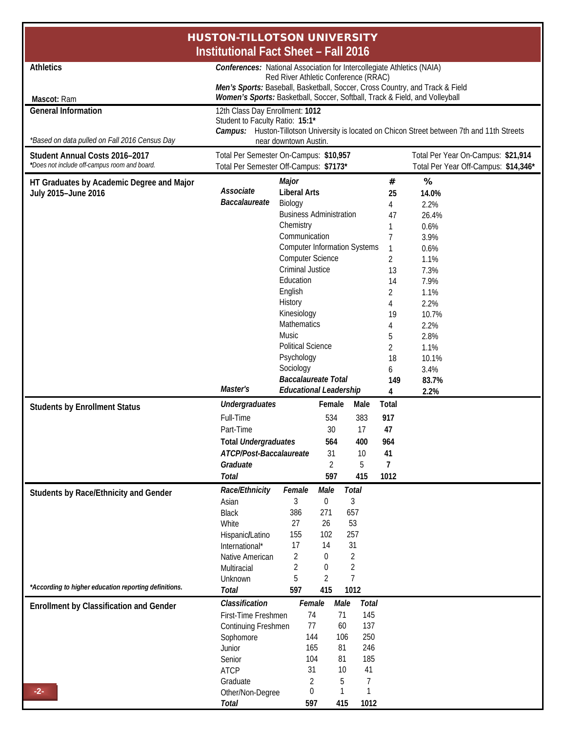# HUSTON-TILLOTSON UNIVERSITY
## Institutional Fact Sheet – Fall 2016

### Athletics

**Mascot:** Ram

***Conferences:*** National Association for Intercollegiate Athletics (NAIA)
Red River Athletic Conference (RRAC)

***Men's Sports:*** Baseball, Basketball, Soccer, Cross Country, and Track & Field

***Women's Sports:*** Basketball, Soccer, Softball, Track & Field, and Volleyball

### General Information

*Based on data pulled on Fall 2016 Census Day

12th Class Day Enrollment: **1012**

Student to Faculty Ratio: **15:1***

***Campus:*** Huston-Tillotson University is located on Chicon Street between 7th and 11th Streets near downtown Austin.

### Student Annual Costs 2016–2017

***Does not include off-campus room and board.**

Total Per Semester On-Campus: **$10,957**

Total Per Semester Off-Campus: **$7173***

Total Per Year On-Campus: **$21,914**

Total Per Year Off-Campus: **$14,346***

### HT Graduates by Academic Degree and Major July 2015–June 2016

| | ***Major*** | **#** | **%** |
|---|---|---|---|
| ***Associate*** | **Liberal Arts** | **25** | **14.0%** |
| ***Baccalaureate*** | Biology | 4 | 2.2% |
| | Business Administration | 47 | 26.4% |
| | Chemistry | 1 | 0.6% |
| | Communication | 7 | 3.9% |
| | Computer Information Systems | 1 | 0.6% |
| | Computer Science | 2 | 1.1% |
| | Criminal Justice | 13 | 7.3% |
| | Education | 14 | 7.9% |
| | English | 2 | 1.1% |
| | History | 4 | 2.2% |
| | Kinesiology | 19 | 10.7% |
| | Mathematics | 4 | 2.2% |
| | Music | 5 | 2.8% |
| | Political Science | 2 | 1.1% |
| | Psychology | 18 | 10.1% |
| | Sociology | 6 | 3.4% |
| | ***Baccalaureate Total*** | **149** | **83.7%** |
| ***Master's*** | ***Educational Leadership*** | **4** | **2.2%** |

### Students by Enrollment Status

| ***Undergraduates*** | **Female** | **Male** | **Total** |
|---|---|---|---|
| Full-Time | 534 | 383 | **917** |
| Part-Time | 30 | 17 | **47** |
| **Total *Undergraduates*** | **564** | **400** | **964** |
| ***ATCP/Post-Baccalaureate*** | 31 | 10 | **41** |
| ***Graduate*** | 2 | 5 | **7** |
| ***Total*** | **597** | **415** | **1012** |

### Students by Race/Ethnicity and Gender

| ***Race/Ethnicity*** | ***Female*** | ***Male*** | ***Total*** |
|---|---|---|---|
| Asian | 3 | 0 | 3 |
| Black | 386 | 271 | 657 |
| White | 27 | 26 | 53 |
| Hispanic/Latino | 155 | 102 | 257 |
| International* | 17 | 14 | 31 |
| Native American | 2 | 0 | 2 |
| Multiracial | 2 | 0 | 2 |
| Unknown | 5 | 2 | 7 |
| ***Total*** | **597** | **415** | **1012** |

****According to higher education reporting definitions.***

### Enrollment by Classification and Gender

| ***Classification*** | ***Female*** | ***Male*** | ***Total*** |
|---|---|---|---|
| First-Time Freshmen | 74 | 71 | 145 |
| Continuing Freshmen | 77 | 60 | 137 |
| Sophomore | 144 | 106 | 250 |
| Junior | 165 | 81 | 246 |
| Senior | 104 | 81 | 185 |
| ATCP | 31 | 10 | 41 |
| Graduate | 2 | 5 | 7 |
| Other/Non-Degree | 0 | 1 | 1 |
| ***Total*** | **597** | **415** | **1012** |